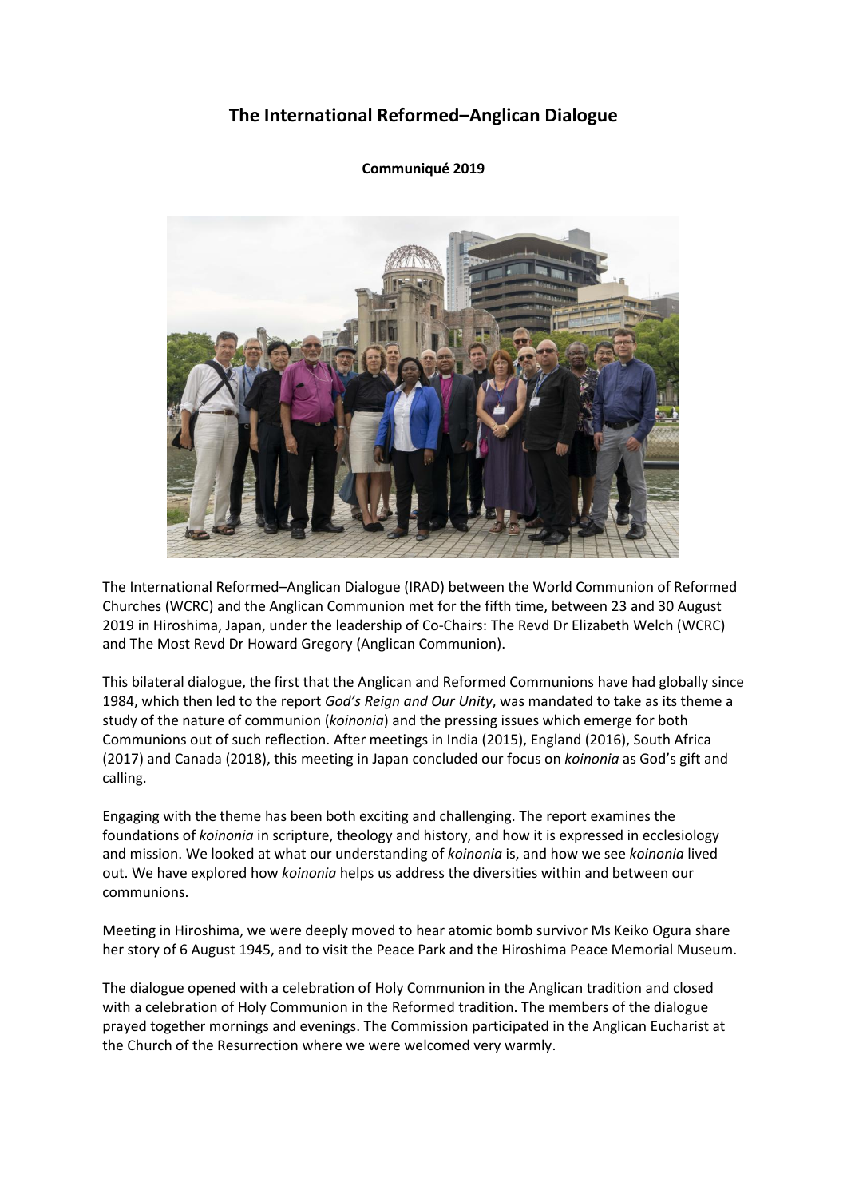# The International Reformed–Anglican Dialogue

**Communiqué 2019**

The International Reformed–Anglican Dialogue (IRAD) between the World Communion of Reformed Churches (WCRC) and the Anglican Communion met for the fifth time, between 23 and 30 August 2019 in Hiroshima, Japan, under the leadership of Co-Chairs: The Revd Dr Elizabeth Welch (WCRC) and The Most Revd Dr Howard Gregory (Anglican Communion).

This bilateral dialogue, the first that the Anglican and Reformed Communions have had globally since 1984, which then led to the report *God's Reign and Our Unity*, was mandated to take as its theme a study of the nature of communion (*koinonia*) and the pressing issues which emerge for both Communions out of such reflection. After meetings in India (2015), England (2016), South Africa (2017) and Canada (2018), this meeting in Japan concluded our focus on *koinonia* as God's gift and calling.

Engaging with the theme has been both exciting and challenging. The report examines the foundations of *koinonia* in scripture, theology and history, and how it is expressed in ecclesiology and mission. We looked at what our understanding of *koinonia* is, and how we see *koinonia* lived out. We have explored how *koinonia* helps us address the diversities within and between our communions.

Meeting in Hiroshima, we were deeply moved to hear atomic bomb survivor Ms Keiko Ogura share her story of 6 August 1945, and to visit the Peace Park and the Hiroshima Peace Memorial Museum.

The dialogue opened with a celebration of Holy Communion in the Anglican tradition and closed with a celebration of Holy Communion in the Reformed tradition. The members of the dialogue prayed together mornings and evenings. The Commission participated in the Anglican Eucharist at the Church of the Resurrection where we were welcomed very warmly.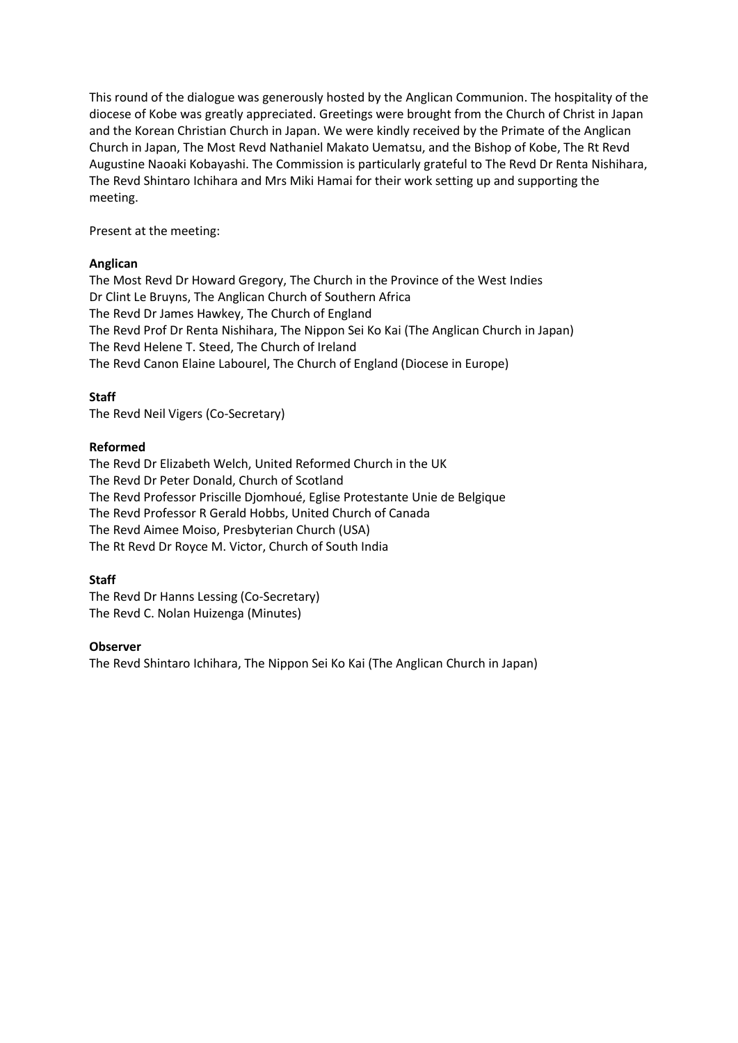This round of the dialogue was generously hosted by the Anglican Communion. The hospitality of the diocese of Kobe was greatly appreciated. Greetings were brought from the Church of Christ in Japan and the Korean Christian Church in Japan. We were kindly received by the Primate of the Anglican Church in Japan, The Most Revd Nathaniel Makato Uematsu, and the Bishop of Kobe, The Rt Revd Augustine Naoaki Kobayashi. The Commission is particularly grateful to The Revd Dr Renta Nishihara, The Revd Shintaro Ichihara and Mrs Miki Hamai for their work setting up and supporting the meeting.

Present at the meeting:

**Anglican**

The Most Revd Dr Howard Gregory, The Church in the Province of the West Indies
Dr Clint Le Bruyns, The Anglican Church of Southern Africa
The Revd Dr James Hawkey, The Church of England
The Revd Prof Dr Renta Nishihara, The Nippon Sei Ko Kai (The Anglican Church in Japan)
The Revd Helene T. Steed, The Church of Ireland
The Revd Canon Elaine Labourel, The Church of England (Diocese in Europe)

**Staff**

The Revd Neil Vigers (Co-Secretary)

**Reformed**

The Revd Dr Elizabeth Welch, United Reformed Church in the UK
The Revd Dr Peter Donald, Church of Scotland
The Revd Professor Priscille Djomhoué, Eglise Protestante Unie de Belgique
The Revd Professor R Gerald Hobbs, United Church of Canada
The Revd Aimee Moiso, Presbyterian Church (USA)
The Rt Revd Dr Royce M. Victor, Church of South India

**Staff**

The Revd Dr Hanns Lessing (Co-Secretary)
The Revd C. Nolan Huizenga (Minutes)

**Observer**

The Revd Shintaro Ichihara, The Nippon Sei Ko Kai (The Anglican Church in Japan)